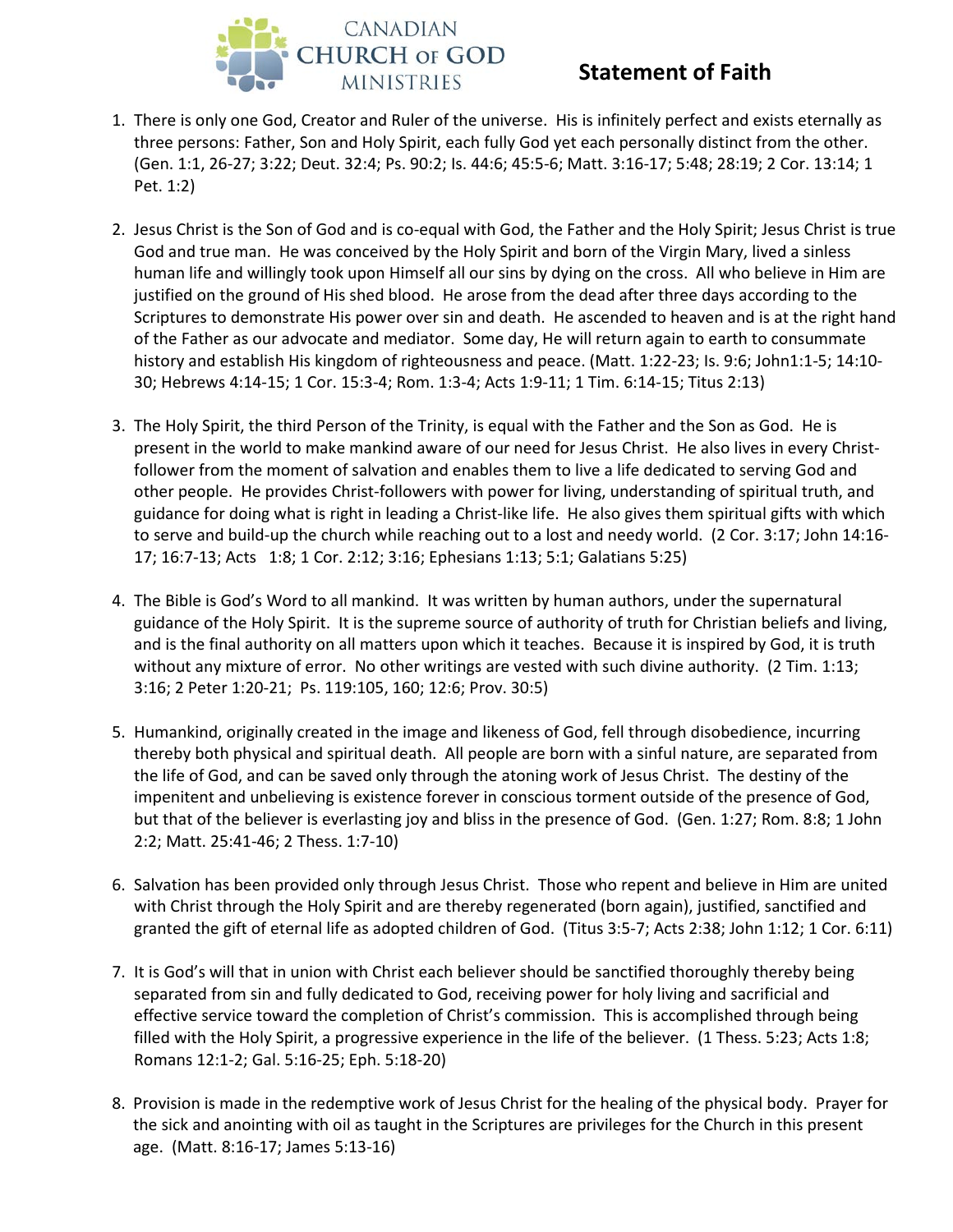CANADIAN CHURCH OF GOD MINISTRIES

# Statement of Faith

1. There is only one God, Creator and Ruler of the universe. His is infinitely perfect and exists eternally as three persons: Father, Son and Holy Spirit, each fully God yet each personally distinct from the other. (Gen. 1:1, 26-27; 3:22; Deut. 32:4; Ps. 90:2; Is. 44:6; 45:5-6; Matt. 3:16-17; 5:48; 28:19; 2 Cor. 13:14; 1 Pet. 1:2)

2. Jesus Christ is the Son of God and is co-equal with God, the Father and the Holy Spirit; Jesus Christ is true God and true man. He was conceived by the Holy Spirit and born of the Virgin Mary, lived a sinless human life and willingly took upon Himself all our sins by dying on the cross. All who believe in Him are justified on the ground of His shed blood. He arose from the dead after three days according to the Scriptures to demonstrate His power over sin and death. He ascended to heaven and is at the right hand of the Father as our advocate and mediator. Some day, He will return again to earth to consummate history and establish His kingdom of righteousness and peace. (Matt. 1:22-23; Is. 9:6; John1:1-5; 14:10-30; Hebrews 4:14-15; 1 Cor. 15:3-4; Rom. 1:3-4; Acts 1:9-11; 1 Tim. 6:14-15; Titus 2:13)

3. The Holy Spirit, the third Person of the Trinity, is equal with the Father and the Son as God. He is present in the world to make mankind aware of our need for Jesus Christ. He also lives in every Christ-follower from the moment of salvation and enables them to live a life dedicated to serving God and other people. He provides Christ-followers with power for living, understanding of spiritual truth, and guidance for doing what is right in leading a Christ-like life. He also gives them spiritual gifts with which to serve and build-up the church while reaching out to a lost and needy world. (2 Cor. 3:17; John 14:16-17; 16:7-13; Acts 1:8; 1 Cor. 2:12; 3:16; Ephesians 1:13; 5:1; Galatians 5:25)

4. The Bible is God's Word to all mankind. It was written by human authors, under the supernatural guidance of the Holy Spirit. It is the supreme source of authority of truth for Christian beliefs and living, and is the final authority on all matters upon which it teaches. Because it is inspired by God, it is truth without any mixture of error. No other writings are vested with such divine authority. (2 Tim. 1:13; 3:16; 2 Peter 1:20-21; Ps. 119:105, 160; 12:6; Prov. 30:5)

5. Humankind, originally created in the image and likeness of God, fell through disobedience, incurring thereby both physical and spiritual death. All people are born with a sinful nature, are separated from the life of God, and can be saved only through the atoning work of Jesus Christ. The destiny of the impenitent and unbelieving is existence forever in conscious torment outside of the presence of God, but that of the believer is everlasting joy and bliss in the presence of God. (Gen. 1:27; Rom. 8:8; 1 John 2:2; Matt. 25:41-46; 2 Thess. 1:7-10)

6. Salvation has been provided only through Jesus Christ. Those who repent and believe in Him are united with Christ through the Holy Spirit and are thereby regenerated (born again), justified, sanctified and granted the gift of eternal life as adopted children of God. (Titus 3:5-7; Acts 2:38; John 1:12; 1 Cor. 6:11)

7. It is God's will that in union with Christ each believer should be sanctified thoroughly thereby being separated from sin and fully dedicated to God, receiving power for holy living and sacrificial and effective service toward the completion of Christ's commission. This is accomplished through being filled with the Holy Spirit, a progressive experience in the life of the believer. (1 Thess. 5:23; Acts 1:8; Romans 12:1-2; Gal. 5:16-25; Eph. 5:18-20)

8. Provision is made in the redemptive work of Jesus Christ for the healing of the physical body. Prayer for the sick and anointing with oil as taught in the Scriptures are privileges for the Church in this present age. (Matt. 8:16-17; James 5:13-16)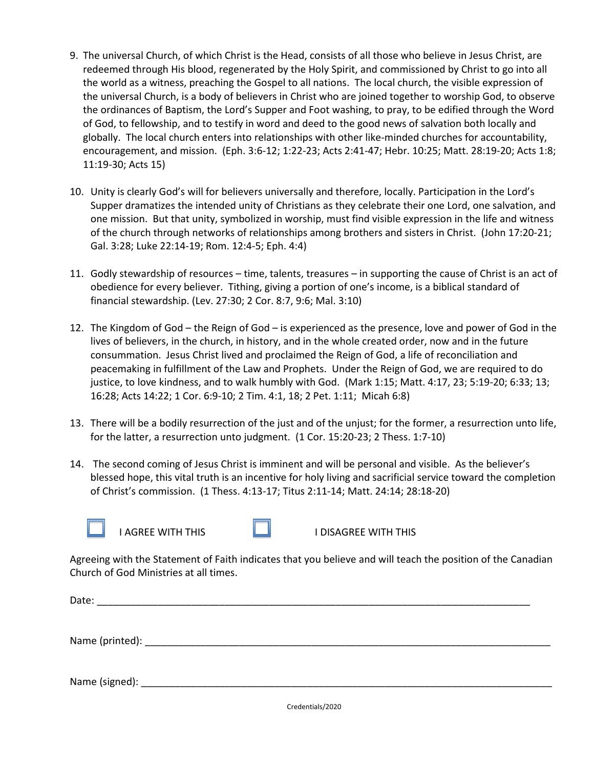9. The universal Church, of which Christ is the Head, consists of all those who believe in Jesus Christ, are redeemed through His blood, regenerated by the Holy Spirit, and commissioned by Christ to go into all the world as a witness, preaching the Gospel to all nations. The local church, the visible expression of the universal Church, is a body of believers in Christ who are joined together to worship God, to observe the ordinances of Baptism, the Lord's Supper and Foot washing, to pray, to be edified through the Word of God, to fellowship, and to testify in word and deed to the good news of salvation both locally and globally. The local church enters into relationships with other like-minded churches for accountability, encouragement, and mission. (Eph. 3:6-12; 1:22-23; Acts 2:41-47; Hebr. 10:25; Matt. 28:19-20; Acts 1:8; 11:19-30; Acts 15)

10. Unity is clearly God's will for believers universally and therefore, locally. Participation in the Lord's Supper dramatizes the intended unity of Christians as they celebrate their one Lord, one salvation, and one mission. But that unity, symbolized in worship, must find visible expression in the life and witness of the church through networks of relationships among brothers and sisters in Christ. (John 17:20-21; Gal. 3:28; Luke 22:14-19; Rom. 12:4-5; Eph. 4:4)

11. Godly stewardship of resources – time, talents, treasures – in supporting the cause of Christ is an act of obedience for every believer. Tithing, giving a portion of one's income, is a biblical standard of financial stewardship. (Lev. 27:30; 2 Cor. 8:7, 9:6; Mal. 3:10)

12. The Kingdom of God – the Reign of God – is experienced as the presence, love and power of God in the lives of believers, in the church, in history, and in the whole created order, now and in the future consummation. Jesus Christ lived and proclaimed the Reign of God, a life of reconciliation and peacemaking in fulfillment of the Law and Prophets. Under the Reign of God, we are required to do justice, to love kindness, and to walk humbly with God. (Mark 1:15; Matt. 4:17, 23; 5:19-20; 6:33; 13; 16:28; Acts 14:22; 1 Cor. 6:9-10; 2 Tim. 4:1, 18; 2 Pet. 1:11; Micah 6:8)

13. There will be a bodily resurrection of the just and of the unjust; for the former, a resurrection unto life, for the latter, a resurrection unto judgment. (1 Cor. 15:20-23; 2 Thess. 1:7-10)

14. The second coming of Jesus Christ is imminent and will be personal and visible. As the believer's blessed hope, this vital truth is an incentive for holy living and sacrificial service toward the completion of Christ's commission. (1 Thess. 4:13-17; Titus 2:11-14; Matt. 24:14; 28:18-20)

☐ I AGREE WITH THIS ☐ I DISAGREE WITH THIS

Agreeing with the Statement of Faith indicates that you believe and will teach the position of the Canadian Church of God Ministries at all times.

Date: ______________________________

Name (printed): ______________________________

Name (signed): ______________________________

Credentials/2020